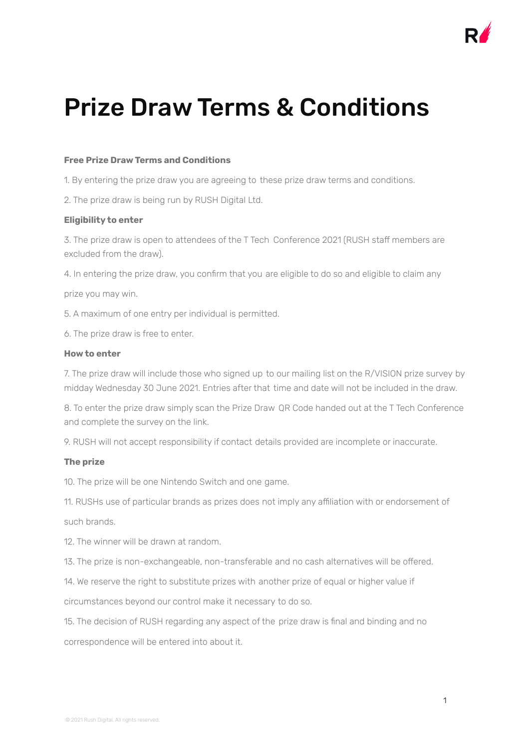# Prize Draw Terms & Conditions

**Free Prize Draw Terms and Conditions**

1. By entering the prize draw you are agreeing to these prize draw terms and conditions.

2. The prize draw is being run by RUSH Digital Ltd.

**Eligibility to enter**

3. The prize draw is open to attendees of the T Tech Conference 2021 (RUSH staff members are excluded from the draw).

4. In entering the prize draw, you confirm that you are eligible to do so and eligible to claim any prize you may win.

5. A maximum of one entry per individual is permitted.

6. The prize draw is free to enter.

**How to enter**

7. The prize draw will include those who signed up to our mailing list on the R/VISION prize survey by midday Wednesday 30 June 2021. Entries after that time and date will not be included in the draw.

8. To enter the prize draw simply scan the Prize Draw QR Code handed out at the T Tech Conference and complete the survey on the link.

9. RUSH will not accept responsibility if contact details provided are incomplete or inaccurate.

**The prize**

10. The prize will be one Nintendo Switch and one game.

11. RUSHs use of particular brands as prizes does not imply any affiliation with or endorsement of such brands.

12. The winner will be drawn at random.

13. The prize is non-exchangeable, non-transferable and no cash alternatives will be offered.

14. We reserve the right to substitute prizes with another prize of equal or higher value if circumstances beyond our control make it necessary to do so.

15. The decision of RUSH regarding any aspect of the prize draw is final and binding and no correspondence will be entered into about it.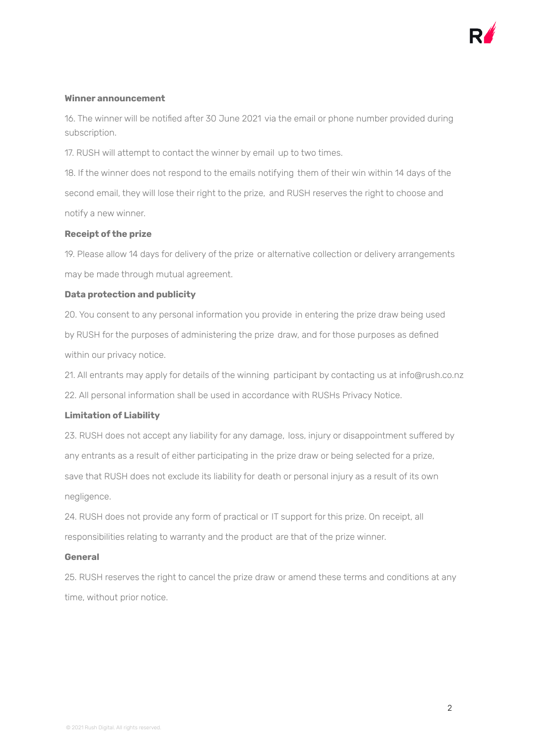**Winner announcement**

16. The winner will be notified after 30 June 2021 via the email or phone number provided during subscription.

17. RUSH will attempt to contact the winner by email up to two times.

18. If the winner does not respond to the emails notifying them of their win within 14 days of the second email, they will lose their right to the prize, and RUSH reserves the right to choose and notify a new winner.

**Receipt of the prize**

19. Please allow 14 days for delivery of the prize or alternative collection or delivery arrangements may be made through mutual agreement.

**Data protection and publicity**

20. You consent to any personal information you provide in entering the prize draw being used by RUSH for the purposes of administering the prize draw, and for those purposes as defined within our privacy notice.

21. All entrants may apply for details of the winning participant by contacting us at info@rush.co.nz

22. All personal information shall be used in accordance with RUSHs Privacy Notice.

**Limitation of Liability**

23. RUSH does not accept any liability for any damage, loss, injury or disappointment suffered by any entrants as a result of either participating in the prize draw or being selected for a prize, save that RUSH does not exclude its liability for death or personal injury as a result of its own negligence.

24. RUSH does not provide any form of practical or IT support for this prize. On receipt, all responsibilities relating to warranty and the product are that of the prize winner.

**General**

25. RUSH reserves the right to cancel the prize draw or amend these terms and conditions at any time, without prior notice.